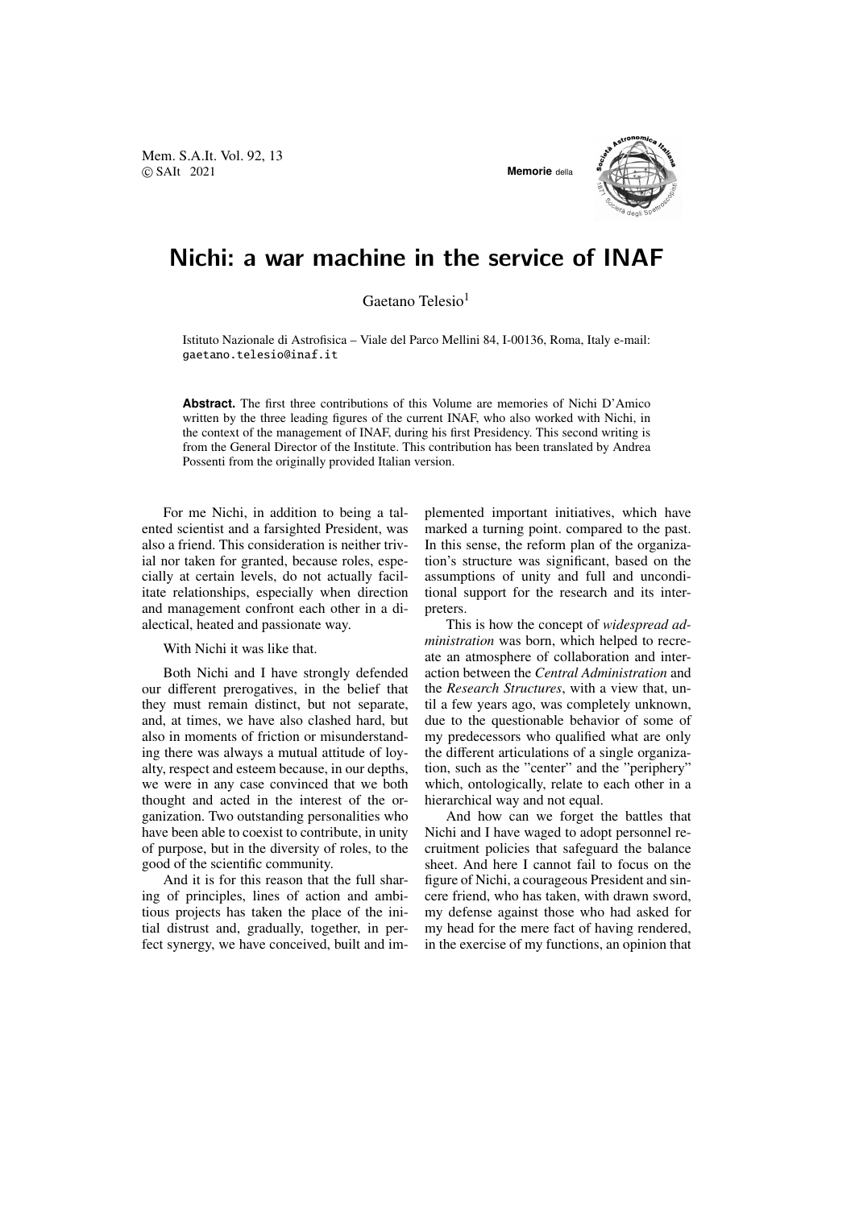# Nichi: a war machine in the service of INAF

Gaetano Telesio[1]

Istituto Nazionale di Astrofisica – Viale del Parco Mellini 84, I-00136, Roma, Italy e-mail: gaetano.telesio@inaf.it

**Abstract.** The first three contributions of this Volume are memories of Nichi D'Amico written by the three leading figures of the current INAF, who also worked with Nichi, in the context of the management of INAF, during his first Presidency. This second writing is from the General Director of the Institute. This contribution has been translated by Andrea Possenti from the originally provided Italian version.

For me Nichi, in addition to being a talented scientist and a farsighted President, was also a friend. This consideration is neither trivial nor taken for granted, because roles, especially at certain levels, do not actually facilitate relationships, especially when direction and management confront each other in a dialectical, heated and passionate way.

With Nichi it was like that.

Both Nichi and I have strongly defended our different prerogatives, in the belief that they must remain distinct, but not separate, and, at times, we have also clashed hard, but also in moments of friction or misunderstanding there was always a mutual attitude of loyalty, respect and esteem because, in our depths, we were in any case convinced that we both thought and acted in the interest of the organization. Two outstanding personalities who have been able to coexist to contribute, in unity of purpose, but in the diversity of roles, to the good of the scientific community.

And it is for this reason that the full sharing of principles, lines of action and ambitious projects has taken the place of the initial distrust and, gradually, together, in perfect synergy, we have conceived, built and implemented important initiatives, which have marked a turning point. compared to the past. In this sense, the reform plan of the organization's structure was significant, based on the assumptions of unity and full and unconditional support for the research and its interpreters.

This is how the concept of *widespread administration* was born, which helped to recreate an atmosphere of collaboration and interaction between the *Central Administration* and the *Research Structures*, with a view that, until a few years ago, was completely unknown, due to the questionable behavior of some of my predecessors who qualified what are only the different articulations of a single organization, such as the "center" and the "periphery" which, ontologically, relate to each other in a hierarchical way and not equal.

And how can we forget the battles that Nichi and I have waged to adopt personnel recruitment policies that safeguard the balance sheet. And here I cannot fail to focus on the figure of Nichi, a courageous President and sincere friend, who has taken, with drawn sword, my defense against those who had asked for my head for the mere fact of having rendered, in the exercise of my functions, an opinion that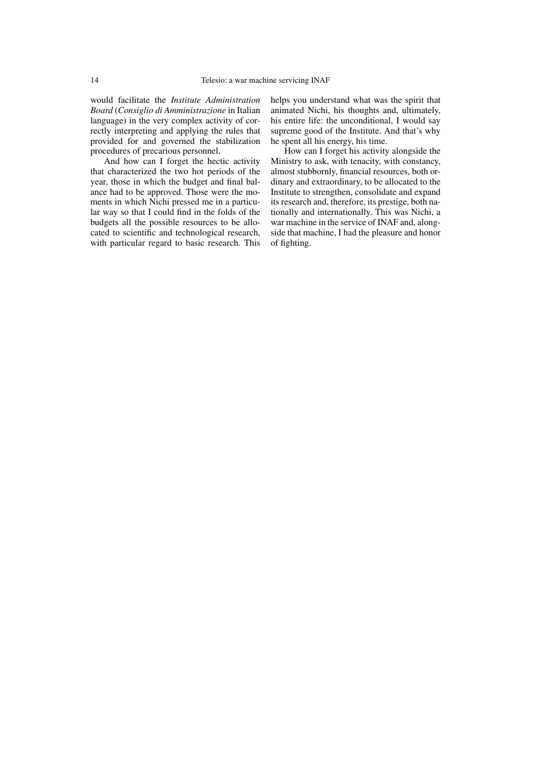would facilitate the *Institute Administration Board* (*Consiglio di Amministrazione* in Italian language) in the very complex activity of correctly interpreting and applying the rules that provided for and governed the stabilization procedures of precarious personnel.

And how can I forget the hectic activity that characterized the two hot periods of the year, those in which the budget and final balance had to be approved. Those were the moments in which Nichi pressed me in a particular way so that I could find in the folds of the budgets all the possible resources to be allocated to scientific and technological research, with particular regard to basic research. This helps you understand what was the spirit that animated Nichi, his thoughts and, ultimately, his entire life: the unconditional, I would say supreme good of the Institute. And that's why he spent all his energy, his time.

How can I forget his activity alongside the Ministry to ask, with tenacity, with constancy, almost stubbornly, financial resources, both ordinary and extraordinary, to be allocated to the Institute to strengthen, consolidate and expand its research and, therefore, its prestige, both nationally and internationally. This was Nichi, a war machine in the service of INAF and, alongside that machine, I had the pleasure and honor of fighting.